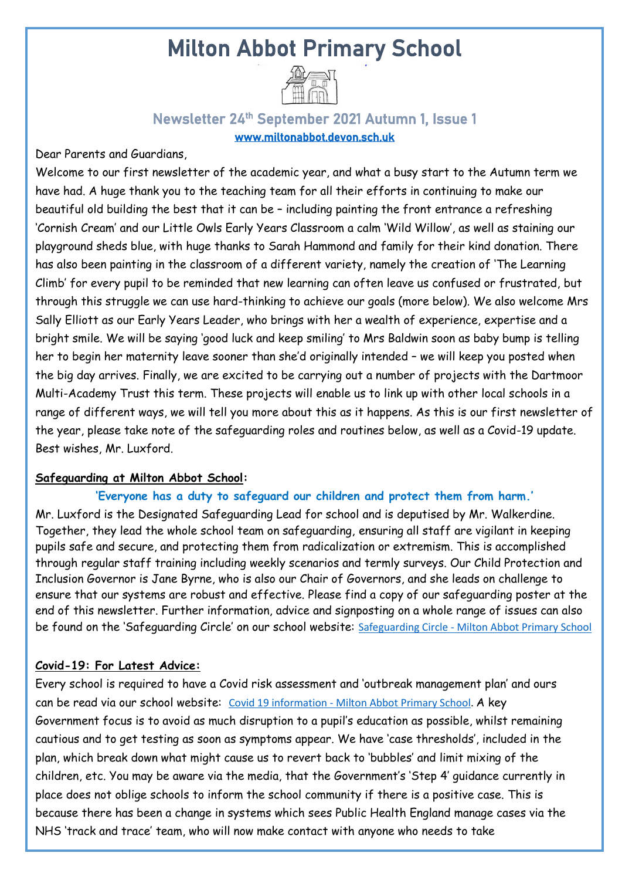# Milton Abbot Primary School

## Newsletter 24th September 2021 Autumn 1, Issue 1

**www.miltonabbot.devon.sch.uk**

Dear Parents and Guardians,

Welcome to our first newsletter of the academic year, and what a busy start to the Autumn term we have had. A huge thank you to the teaching team for all their efforts in continuing to make our beautiful old building the best that it can be – including painting the front entrance a refreshing 'Cornish Cream' and our Little Owls Early Years Classroom a calm 'Wild Willow', as well as staining our playground sheds blue, with huge thanks to Sarah Hammond and family for their kind donation. There has also been painting in the classroom of a different variety, namely the creation of 'The Learning Climb' for every pupil to be reminded that new learning can often leave us confused or frustrated, but through this struggle we can use hard-thinking to achieve our goals (more below). We also welcome Mrs Sally Elliott as our Early Years Leader, who brings with her a wealth of experience, expertise and a bright smile. We will be saying 'good luck and keep smiling' to Mrs Baldwin soon as baby bump is telling her to begin her maternity leave sooner than she'd originally intended – we will keep you posted when the big day arrives. Finally, we are excited to be carrying out a number of projects with the Dartmoor Multi-Academy Trust this term. These projects will enable us to link up with other local schools in a range of different ways, we will tell you more about this as it happens. As this is our first newsletter of the year, please take note of the safeguarding roles and routines below, as well as a Covid-19 update. Best wishes, Mr. Luxford.

**Safeguarding at Milton Abbot School:**

**'Everyone has a duty to safeguard our children and protect them from harm.'**

Mr. Luxford is the Designated Safeguarding Lead for school and is deputised by Mr. Walkerdine. Together, they lead the whole school team on safeguarding, ensuring all staff are vigilant in keeping pupils safe and secure, and protecting them from radicalization or extremism. This is accomplished through regular staff training including weekly scenarios and termly surveys. Our Child Protection and Inclusion Governor is Jane Byrne, who is also our Chair of Governors, and she leads on challenge to ensure that our systems are robust and effective. Please find a copy of our safeguarding poster at the end of this newsletter. Further information, advice and signposting on a whole range of issues can also be found on the 'Safeguarding Circle' on our school website: Safeguarding Circle - Milton Abbot Primary School

**Covid-19: For Latest Advice:**

Every school is required to have a Covid risk assessment and 'outbreak management plan' and ours can be read via our school website: Covid 19 information - Milton Abbot Primary School. A key Government focus is to avoid as much disruption to a pupil's education as possible, whilst remaining cautious and to get testing as soon as symptoms appear. We have 'case thresholds', included in the plan, which break down what might cause us to revert back to 'bubbles' and limit mixing of the children, etc. You may be aware via the media, that the Government's 'Step 4' guidance currently in place does not oblige schools to inform the school community if there is a positive case. This is because there has been a change in systems which sees Public Health England manage cases via the NHS 'track and trace' team, who will now make contact with anyone who needs to take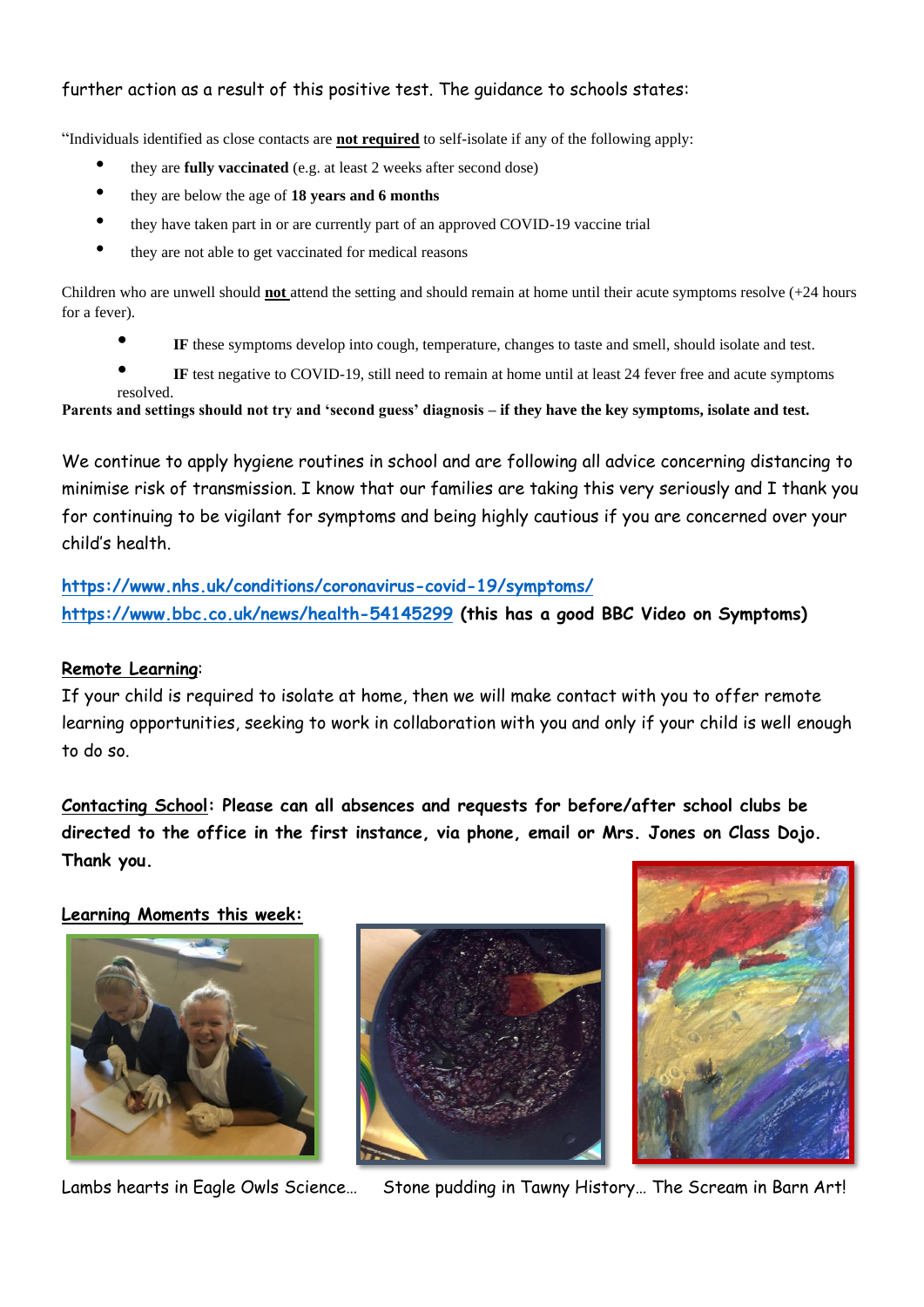further action as a result of this positive test. The guidance to schools states:

"Individuals identified as close contacts are **not required** to self-isolate if any of the following apply:

- they are **fully vaccinated** (e.g. at least 2 weeks after second dose)
- they are below the age of **18 years and 6 months**
- they have taken part in or are currently part of an approved COVID-19 vaccine trial
- they are not able to get vaccinated for medical reasons

Children who are unwell should **not** attend the setting and should remain at home until their acute symptoms resolve (+24 hours for a fever).

- **IF** these symptoms develop into cough, temperature, changes to taste and smell, should isolate and test.
- **IF** test negative to COVID-19, still need to remain at home until at least 24 fever free and acute symptoms resolved.

**Parents and settings should not try and 'second guess' diagnosis – if they have the key symptoms, isolate and test.**

We continue to apply hygiene routines in school and are following all advice concerning distancing to minimise risk of transmission. I know that our families are taking this very seriously and I thank you for continuing to be vigilant for symptoms and being highly cautious if you are concerned over your child's health.

https://www.nhs.uk/conditions/coronavirus-covid-19/symptoms/
https://www.bbc.co.uk/news/health-54145299 **(this has a good BBC Video on Symptoms)**

**Remote Learning**:
If your child is required to isolate at home, then we will make contact with you to offer remote learning opportunities, seeking to work in collaboration with you and only if your child is well enough to do so.

**Contacting School: Please can all absences and requests for before/after school clubs be directed to the office in the first instance, via phone, email or Mrs. Jones on Class Dojo. Thank you.**

**Learning Moments this week:**

Lambs hearts in Eagle Owls Science… Stone pudding in Tawny History… The Scream in Barn Art!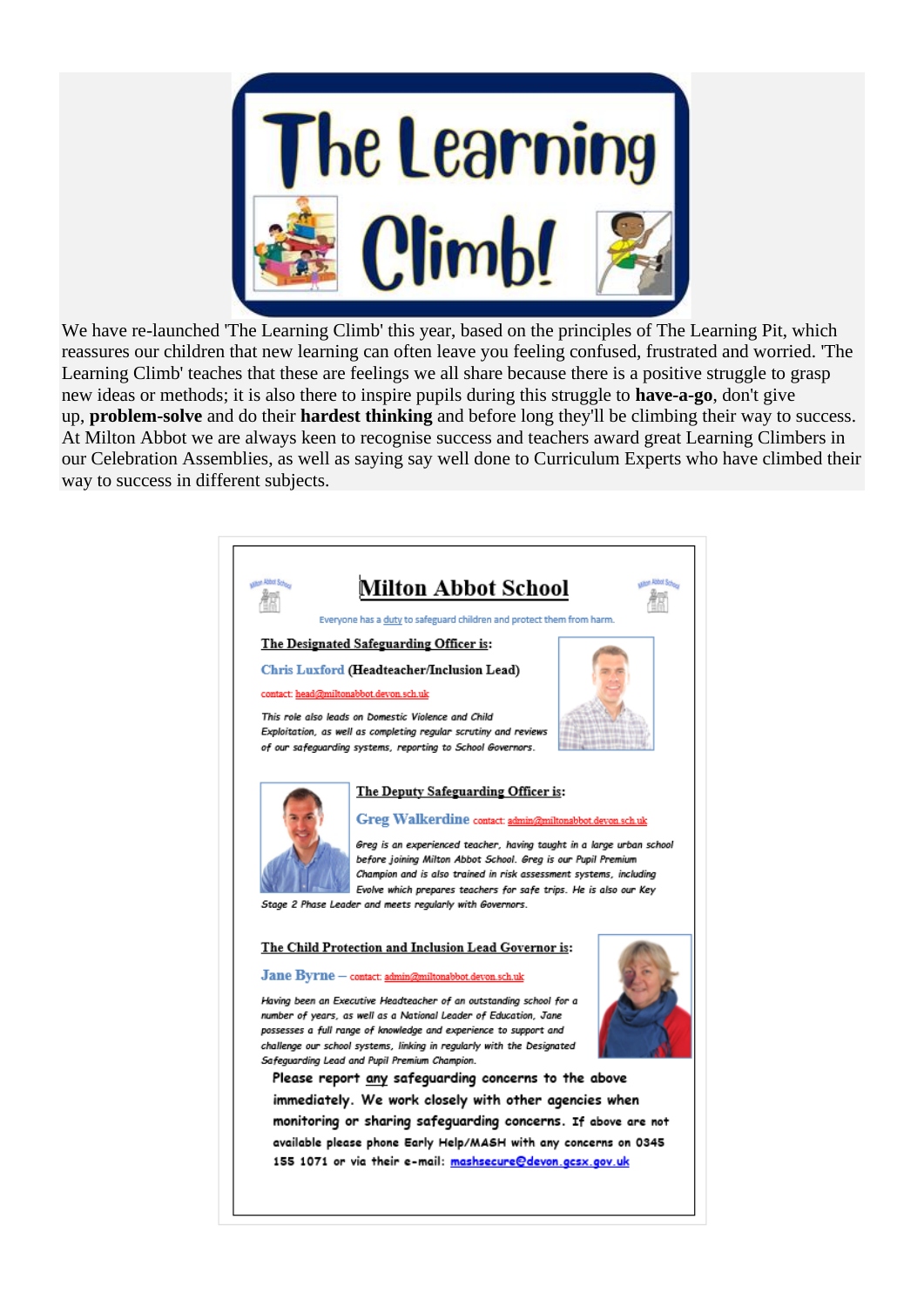# The Learning Climb!

We have re-launched 'The Learning Climb' this year, based on the principles of The Learning Pit, which reassures our children that new learning can often leave you feeling confused, frustrated and worried. 'The Learning Climb' teaches that these are feelings we all share because there is a positive struggle to grasp new ideas or methods; it is also there to inspire pupils during this struggle to **have-a-go**, don't give up, **problem-solve** and do their **hardest thinking** and before long they'll be climbing their way to success. At Milton Abbot we are always keen to recognise success and teachers award great Learning Climbers in our Celebration Assemblies, as well as saying say well done to Curriculum Experts who have climbed their way to success in different subjects.

## Milton Abbot School

Everyone has a duty to safeguard children and protect them from harm.

**The Designated Safeguarding Officer is:**

**Chris Luxford** (Headteacher/Inclusion Lead)

contact: head@miltonabbot.devon.sch.uk

*This role also leads on Domestic Violence and Child Exploitation, as well as completing regular scrutiny and reviews of our safeguarding systems, reporting to School Governors.*

**The Deputy Safeguarding Officer is:**

**Greg Walkerdine** contact: admin@miltonabbot.devon.sch.uk

*Greg is an experienced teacher, having taught in a large urban school before joining Milton Abbot School. Greg is our Pupil Premium Champion and is also trained in risk assessment systems, including Evolve which prepares teachers for safe trips. He is also our Key Stage 2 Phase Leader and meets regularly with Governors.*

**The Child Protection and Inclusion Lead Governor is:**

**Jane Byrne** – contact: admin@miltonabbot.devon.sch.uk

*Having been an Executive Headteacher of an outstanding school for a number of years, as well as a National Leader of Education, Jane possesses a full range of knowledge and experience to support and challenge our school systems, linking in regularly with the Designated Safeguarding Lead and Pupil Premium Champion.*

Please report any safeguarding concerns to the above immediately. We work closely with other agencies when monitoring or sharing safeguarding concerns. If above are not available please phone Early Help/MASH with any concerns on 0345 155 1071 or via their e-mail: mashsecure@devon.gcsx.gov.uk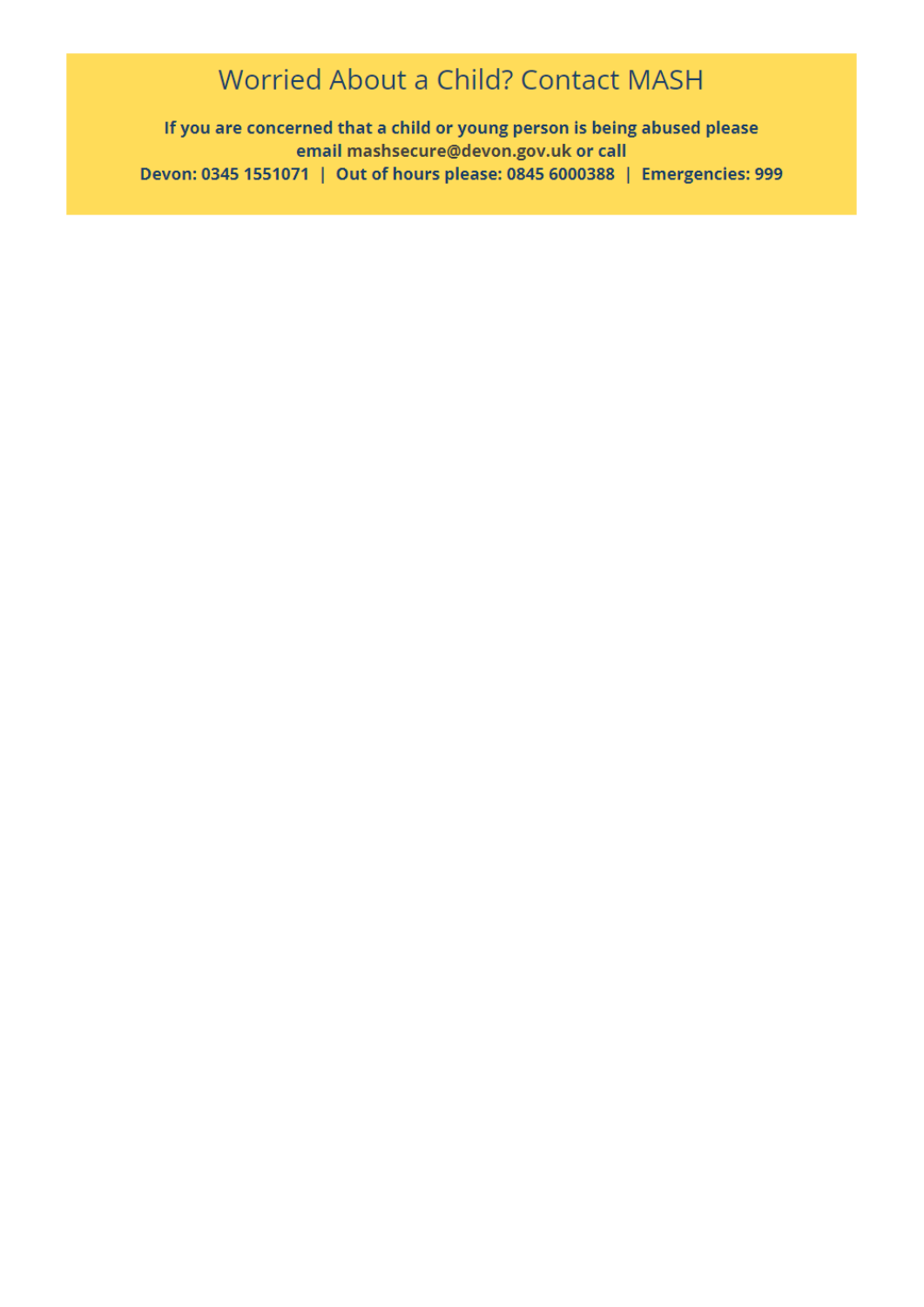## Worried About a Child? Contact MASH

**If you are concerned that a child or young person is being abused please email mashsecure@devon.gov.uk or call**
**Devon: 0345 1551071 | Out of hours please: 0845 6000388 | Emergencies: 999**